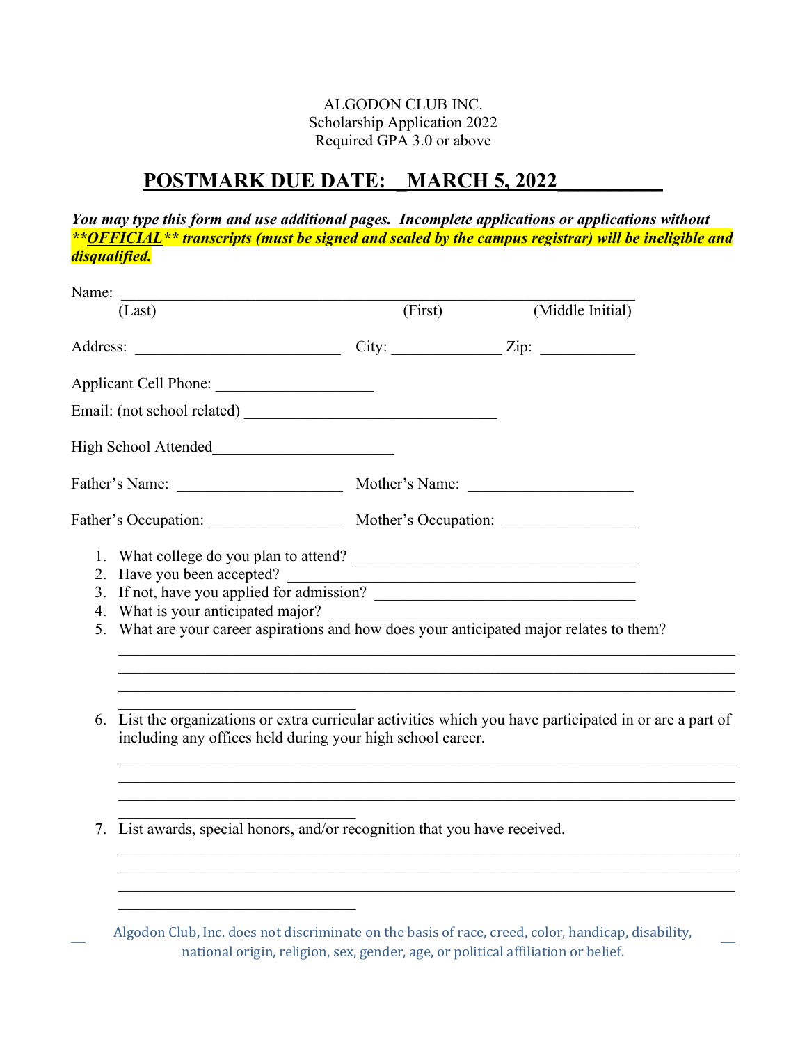ALGODON CLUB INC.
Scholarship Application 2022
Required GPA 3.0 or above

## POSTMARK DUE DATE: _MARCH 5, 2022__________

***You may type this form and use additional pages. Incomplete applications or applications without \*\*OFFICIAL\*\* transcripts (must be signed and sealed by the campus registrar) will be ineligible and disqualified.***

Name: ______________________________________________________________
(Last) (First) (Middle Initial)

Address: ___________________________ City: ______________ Zip: ____________

Applicant Cell Phone: ____________________

Email: (not school related) _________________________________

High School Attended______________________

Father's Name: _____________________ Mother's Name: _____________________

Father's Occupation: _________________ Mother's Occupation: _________________

1. What college do you plan to attend? _____________________________________
2. Have you been accepted? _____________________________________________
3. If not, have you applied for admission? __________________________________
4. What is your anticipated major? _________________________________________
5. What are your career aspirations and how does your anticipated major relates to them?

   ________________________________________________________________________________
   ________________________________________________________________________________
   ________________________________________________________________________________
   _______________________________

6. List the organizations or extra curricular activities which you have participated in or are a part of including any offices held during your high school career.

   ________________________________________________________________________________
   ________________________________________________________________________________
   ________________________________________________________________________________
   _______________________________

7. List awards, special honors, and/or recognition that you have received.

   ________________________________________________________________________________
   ________________________________________________________________________________
   ________________________________________________________________________________
   _______________________________

Algodon Club, Inc. does not discriminate on the basis of race, creed, color, handicap, disability, national origin, religion, sex, gender, age, or political affiliation or belief.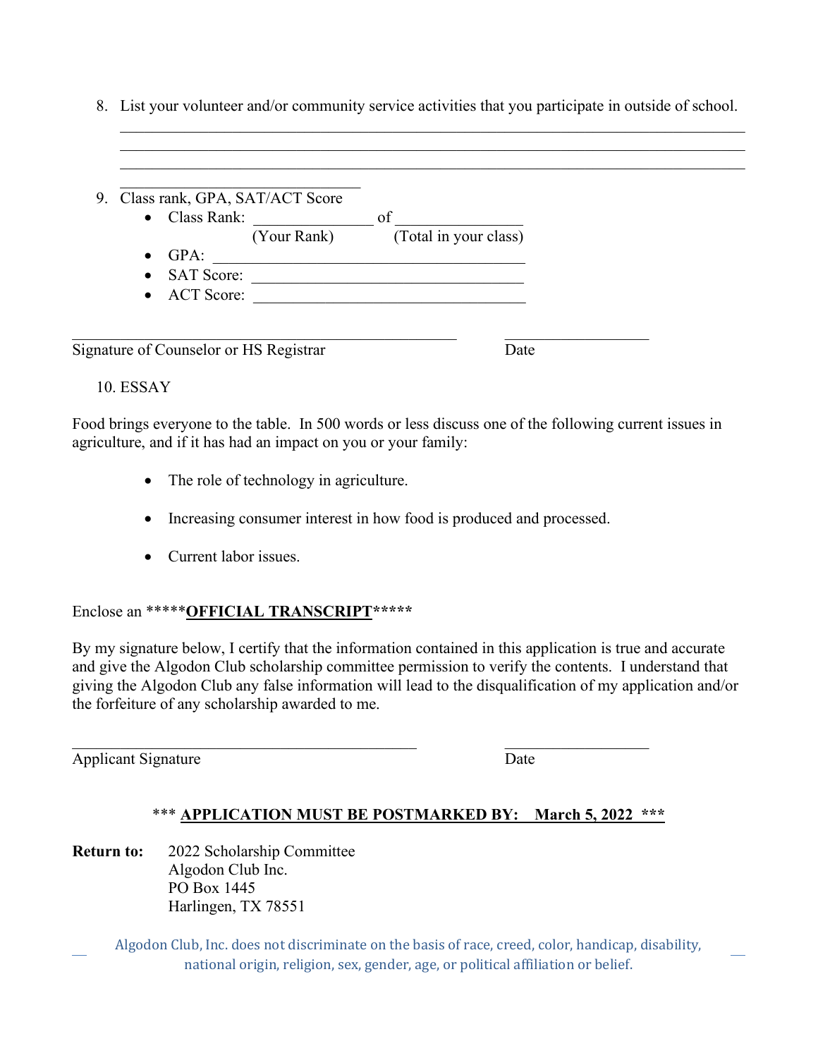8. List your volunteer and/or community service activities that you participate in outside of school.

_______________________________________________________________________________
_______________________________________________________________________________
_______________________________________________________________________________
________________________________

9. Class rank, GPA, SAT/ACT Score
   - Class Rank: _______________ of _______________
     (Your Rank) (Total in your class)
   - GPA: ________________________________________
   - SAT Score: __________________________________
   - ACT Score: __________________________________

_______________________________________________ __________________
Signature of Counselor or HS Registrar Date

10. ESSAY

Food brings everyone to the table. In 500 words or less discuss one of the following current issues in agriculture, and if it has had an impact on you or your family:

- The role of technology in agriculture.
- Increasing consumer interest in how food is produced and processed.
- Current labor issues.

Enclose an *****<u>**OFFICIAL TRANSCRIPT**</u>*****

By my signature below, I certify that the information contained in this application is true and accurate and give the Algodon Club scholarship committee permission to verify the contents. I understand that giving the Algodon Club any false information will lead to the disqualification of my application and/or the forfeiture of any scholarship awarded to me.

___________________________________________ __________________
Applicant Signature Date

*** <u>**APPLICATION MUST BE POSTMARKED BY: March 5, 2022 *****</u>

**Return to:** 2022 Scholarship Committee
Algodon Club Inc.
PO Box 1445
Harlingen, TX 78551

Algodon Club, Inc. does not discriminate on the basis of race, creed, color, handicap, disability, national origin, religion, sex, gender, age, or political affiliation or belief.